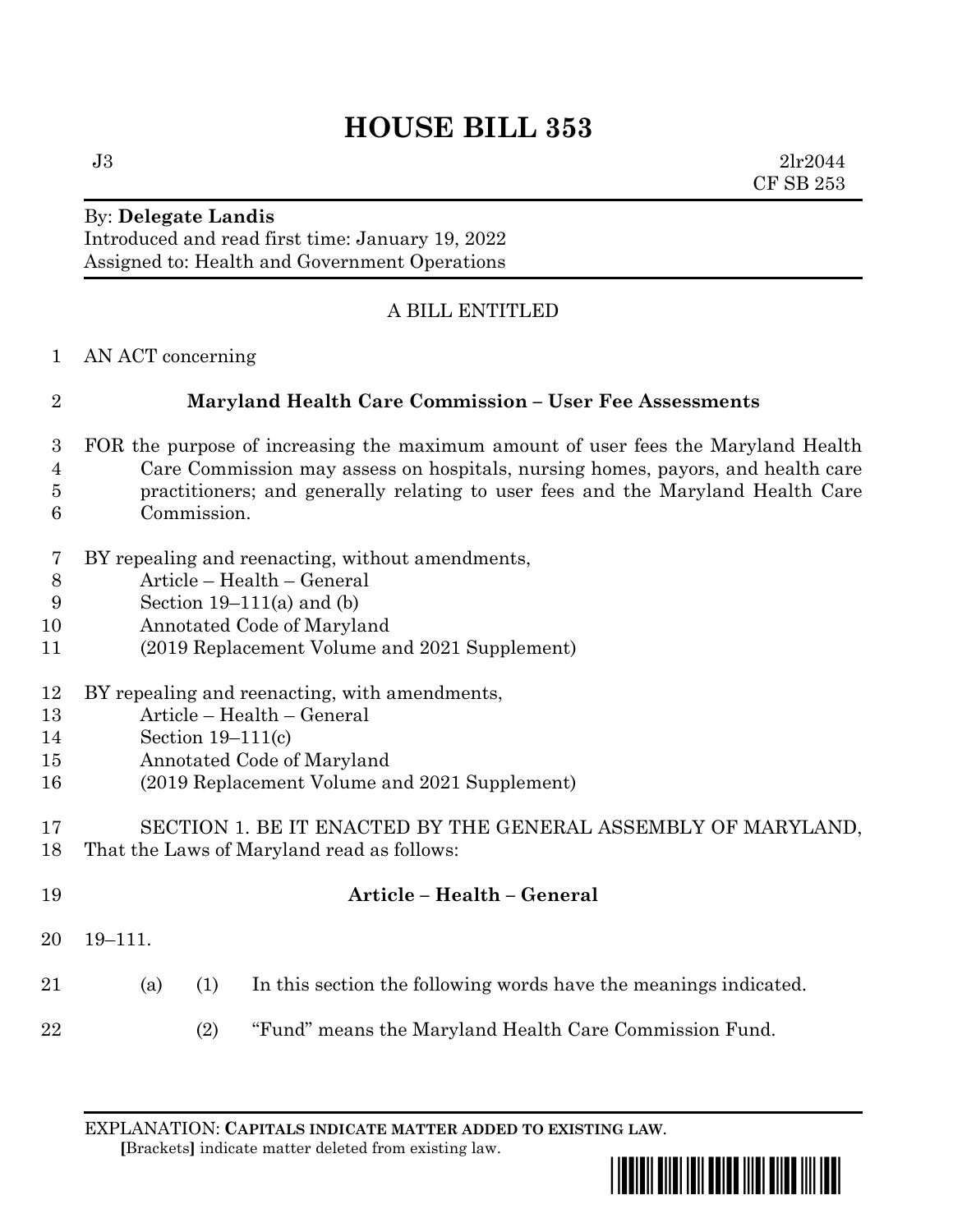# HOUSE BILL 353

J3 2lr2044
CF SB 253

By: **Delegate Landis**
Introduced and read first time: January 19, 2022
Assigned to: Health and Government Operations

A BILL ENTITLED

AN ACT concerning

## Maryland Health Care Commission – User Fee Assessments

FOR the purpose of increasing the maximum amount of user fees the Maryland Health Care Commission may assess on hospitals, nursing homes, payors, and health care practitioners; and generally relating to user fees and the Maryland Health Care Commission.

BY repealing and reenacting, without amendments,
Article – Health – General
Section 19–111(a) and (b)
Annotated Code of Maryland
(2019 Replacement Volume and 2021 Supplement)

BY repealing and reenacting, with amendments,
Article – Health – General
Section 19–111(c)
Annotated Code of Maryland
(2019 Replacement Volume and 2021 Supplement)

SECTION 1. BE IT ENACTED BY THE GENERAL ASSEMBLY OF MARYLAND, That the Laws of Maryland read as follows:

**Article – Health – General**

19–111.

(a) (1) In this section the following words have the meanings indicated.

(2) "Fund" means the Maryland Health Care Commission Fund.

EXPLANATION: **CAPITALS INDICATE MATTER ADDED TO EXISTING LAW**.
**[**Brackets**]** indicate matter deleted from existing law.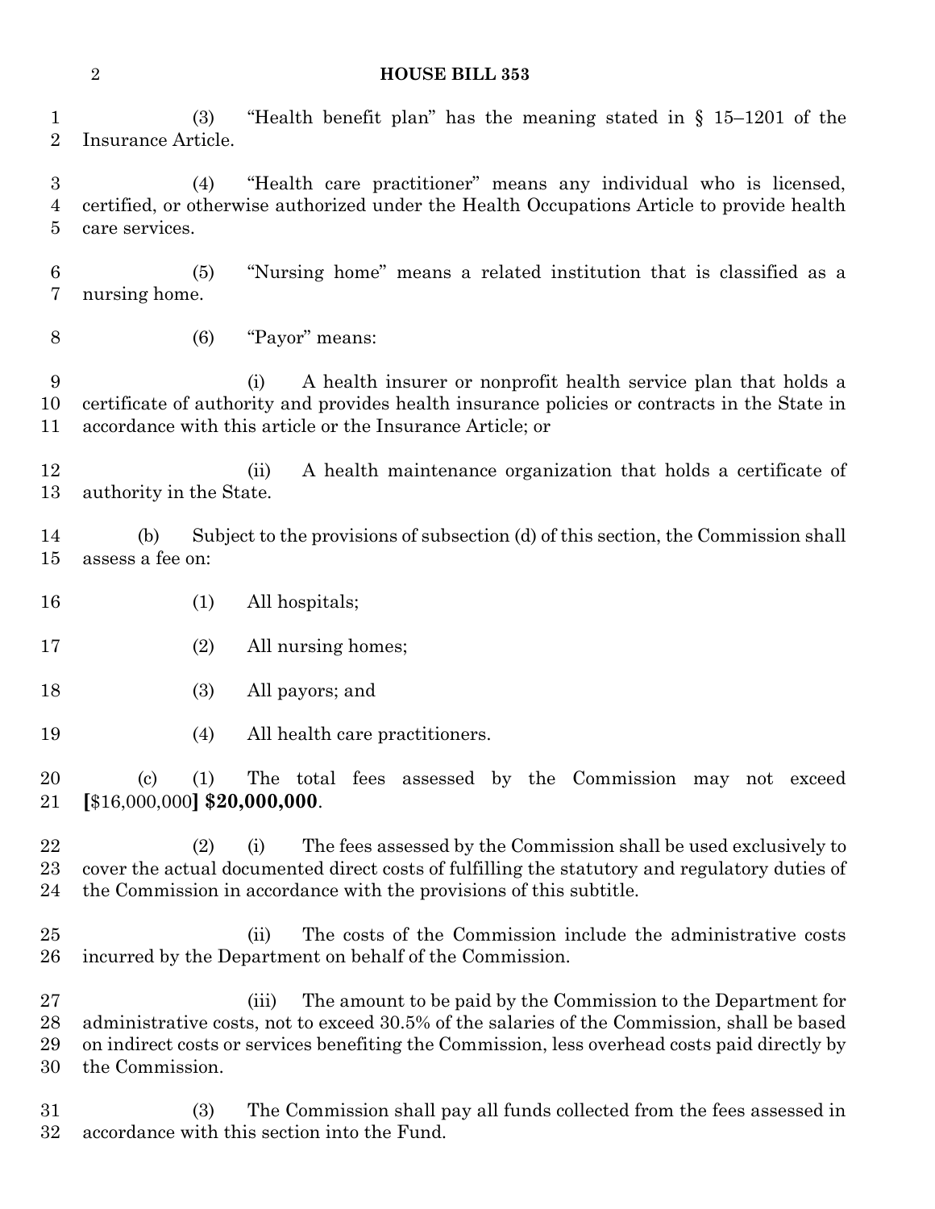(3) "Health benefit plan" has the meaning stated in § 15–1201 of the Insurance Article.

(4) "Health care practitioner" means any individual who is licensed, certified, or otherwise authorized under the Health Occupations Article to provide health care services.

(5) "Nursing home" means a related institution that is classified as a nursing home.

(6) "Payor" means:

(i) A health insurer or nonprofit health service plan that holds a certificate of authority and provides health insurance policies or contracts in the State in accordance with this article or the Insurance Article; or

(ii) A health maintenance organization that holds a certificate of authority in the State.

(b) Subject to the provisions of subsection (d) of this section, the Commission shall assess a fee on:

(1) All hospitals;

(2) All nursing homes;

(3) All payors; and

(4) All health care practitioners.

(c) (1) The total fees assessed by the Commission may not exceed **[**$16,000,000**]** **$20,000,000**.

(2) (i) The fees assessed by the Commission shall be used exclusively to cover the actual documented direct costs of fulfilling the statutory and regulatory duties of the Commission in accordance with the provisions of this subtitle.

(ii) The costs of the Commission include the administrative costs incurred by the Department on behalf of the Commission.

(iii) The amount to be paid by the Commission to the Department for administrative costs, not to exceed 30.5% of the salaries of the Commission, shall be based on indirect costs or services benefiting the Commission, less overhead costs paid directly by the Commission.

(3) The Commission shall pay all funds collected from the fees assessed in accordance with this section into the Fund.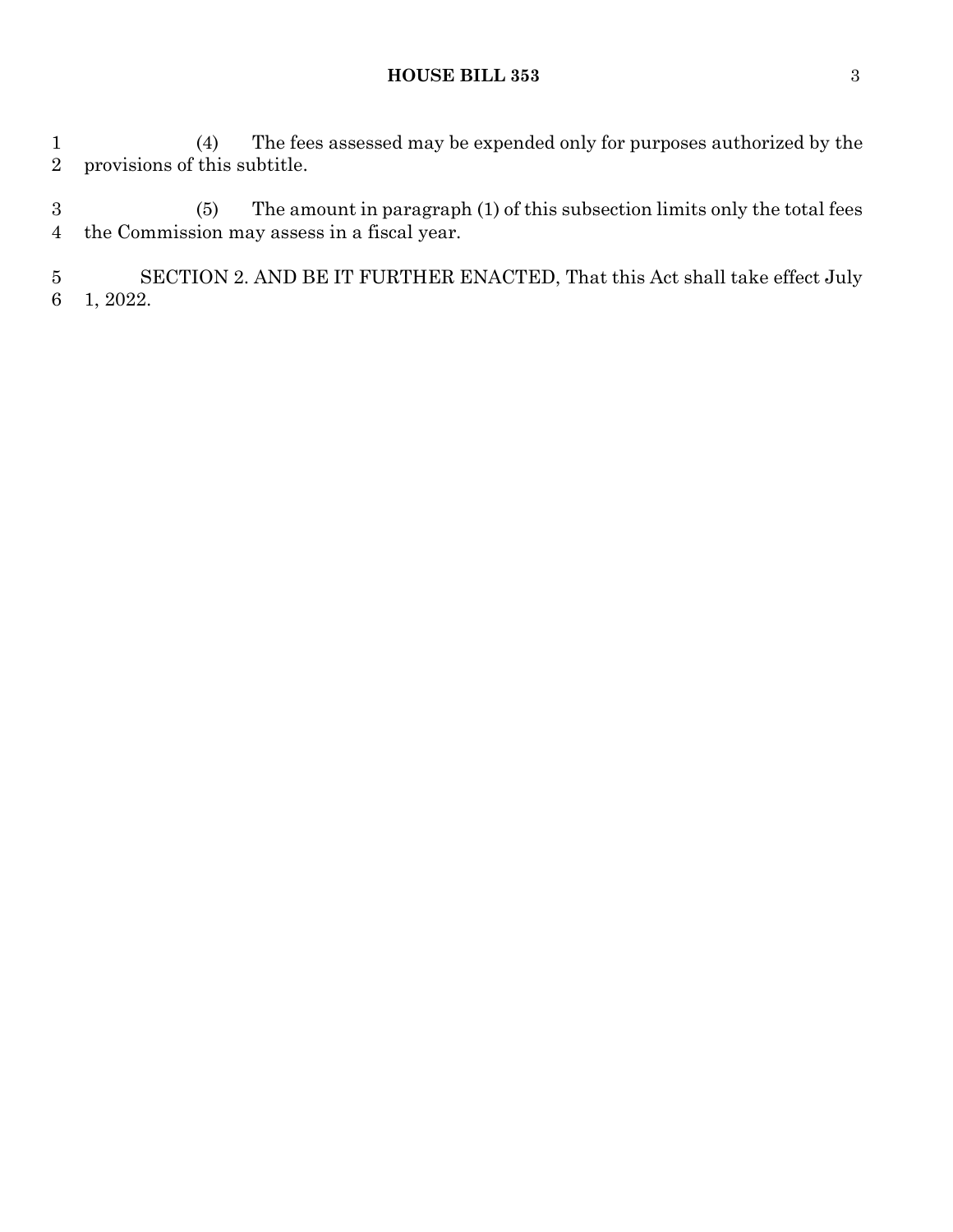(4) The fees assessed may be expended only for purposes authorized by the provisions of this subtitle.

(5) The amount in paragraph (1) of this subsection limits only the total fees the Commission may assess in a fiscal year.

SECTION 2. AND BE IT FURTHER ENACTED, That this Act shall take effect July 1, 2022.